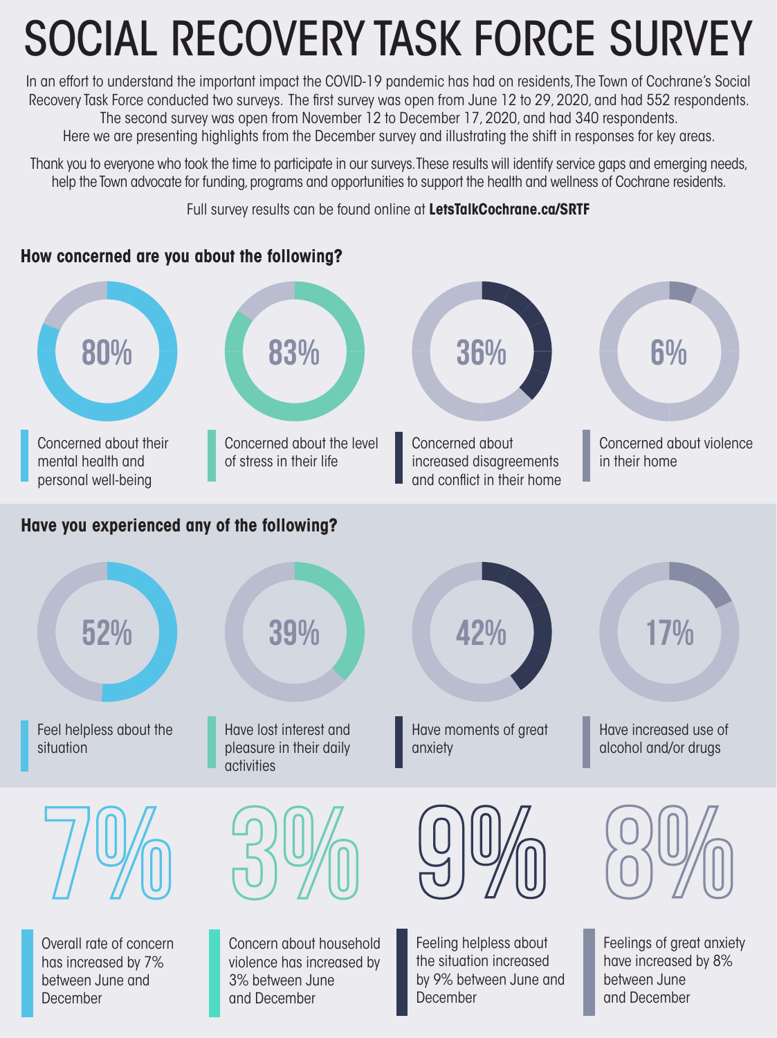# SOCIAL RECOVERY TASK FORCE SURVEY

In an effort to understand the important impact the COVID-19 pandemic has had on residents, The Town of Cochrane's Social Recovery Task Force conducted two surveys. The first survey was open from June 12 to 29, 2020, and had 552 respondents. The second survey was open from November 12 to December 17, 2020, and had 340 respondents. Here we are presenting highlights from the December survey and illustrating the shift in responses for key areas.

Thank you to everyone who took the time to participate in our surveys. These results will identify service gaps and emerging needs, help the Town advocate for funding, programs and opportunities to support the health and wellness of Cochrane residents.

Full survey results can be found online at **LetsTalkCochrane.ca/SRTF**

### How concerned are you about the following?

**80%** Concerned about their mental health and personal well-being

**83%** Concerned about the level of stress in their life

**36%** Concerned about increased disagreements and conflict in their home

**6%** Concerned about violence in their home

### Have you experienced any of the following?

**52%** Feel helpless about the situation

**39%** Have lost interest and pleasure in their daily activities

**42%** Have moments of great anxiety

**17%** Have increased use of alcohol and/or drugs

**7%** Overall rate of concern has increased by 7% between June and December

**3%** Concern about household violence has increased by 3% between June and December

**9%** Feeling helpless about the situation increased by 9% between June and December

**8%** Feelings of great anxiety have increased by 8% between June and December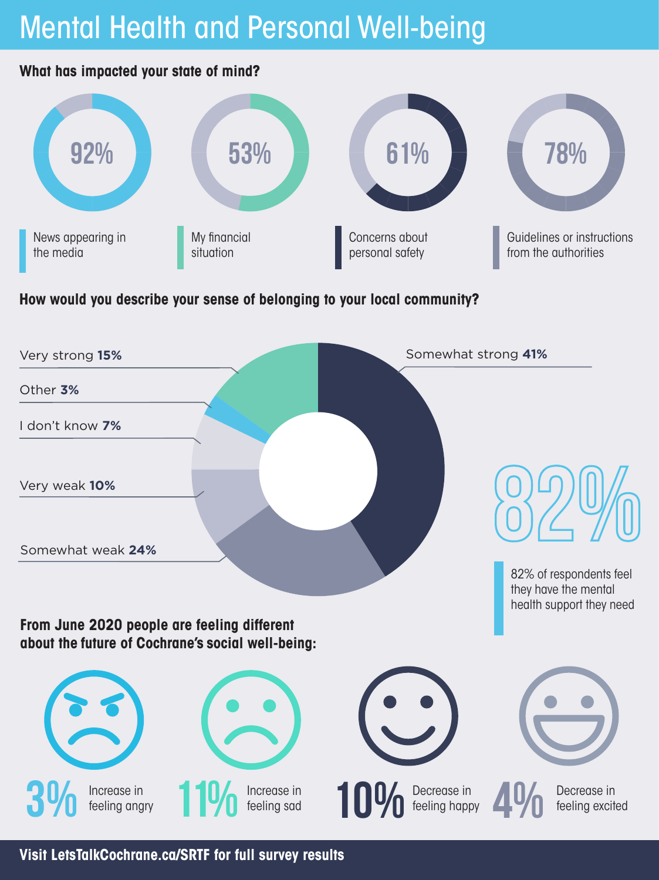# Mental Health and Personal Well-being

## What has impacted your state of mind?

- **92%** — News appearing in the media
- **53%** — My financial situation
- **61%** — Concerns about personal safety
- **78%** — Guidelines or instructions from the authorities

## How would you describe your sense of belonging to your local community?

- Very strong **15%**
- Other **3%**
- I don't know **7%**
- Very weak **10%**
- Somewhat weak **24%**
- Somewhat strong **41%**

**82%**

82% of respondents feel they have the mental health support they need

## From June 2020 people are feeling different about the future of Cochrane's social well-being:

- **3%** Increase in feeling angry
- **11%** Increase in feeling sad
- **10%** Decrease in feeling happy
- **4%** Decrease in feeling excited

**Visit LetsTalkCochrane.ca/SRTF for full survey results**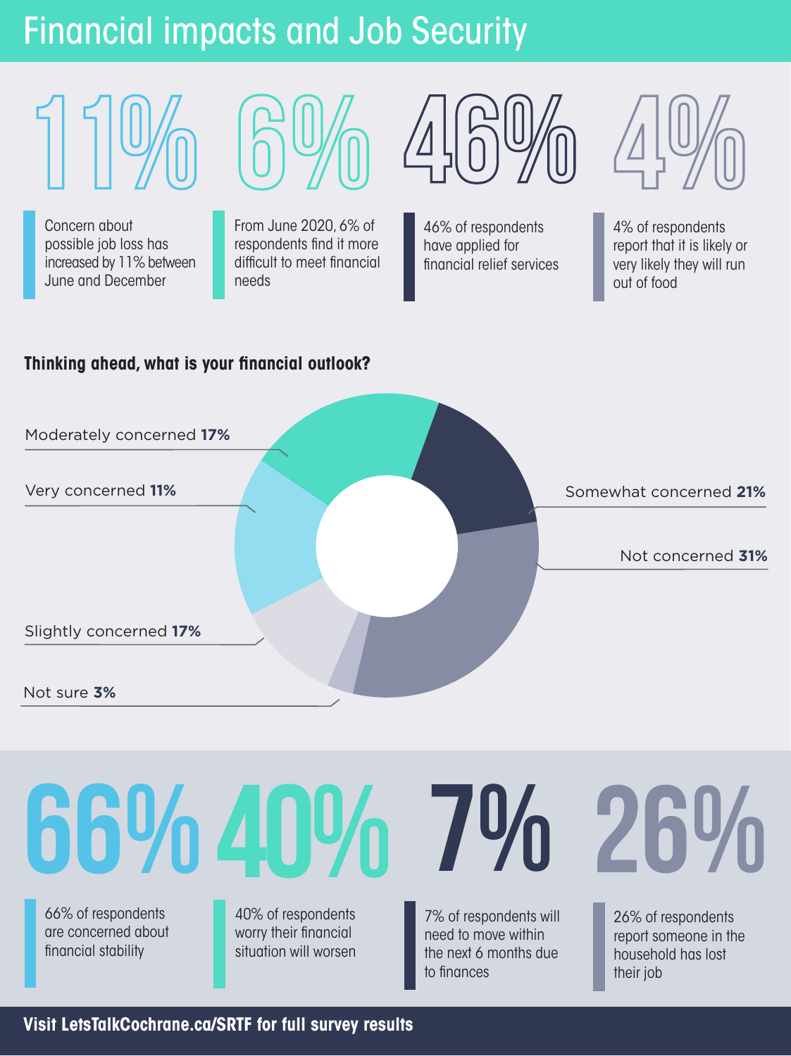# Financial impacts and Job Security

**11%**

Concern about possible job loss has increased by 11% between June and December

**6%**

From June 2020, 6% of respondents find it more difficult to meet financial needs

**46%**

46% of respondents have applied for financial relief services

**4%**

4% of respondents report that it is likely or very likely they will run out of food

**Thinking ahead, what is your financial outlook?**

- Moderately concerned **17%**
- Very concerned **11%**
- Slightly concerned **17%**
- Not sure **3%**
- Somewhat concerned **21%**
- Not concerned **31%**

**66%**

66% of respondents are concerned about financial stability

**40%**

40% of respondents worry their financial situation will worsen

**7%**

7% of respondents will need to move within the next 6 months due to finances

**26%**

26% of respondents report someone in the household has lost their job

**Visit LetsTalkCochrane.ca/SRTF for full survey results**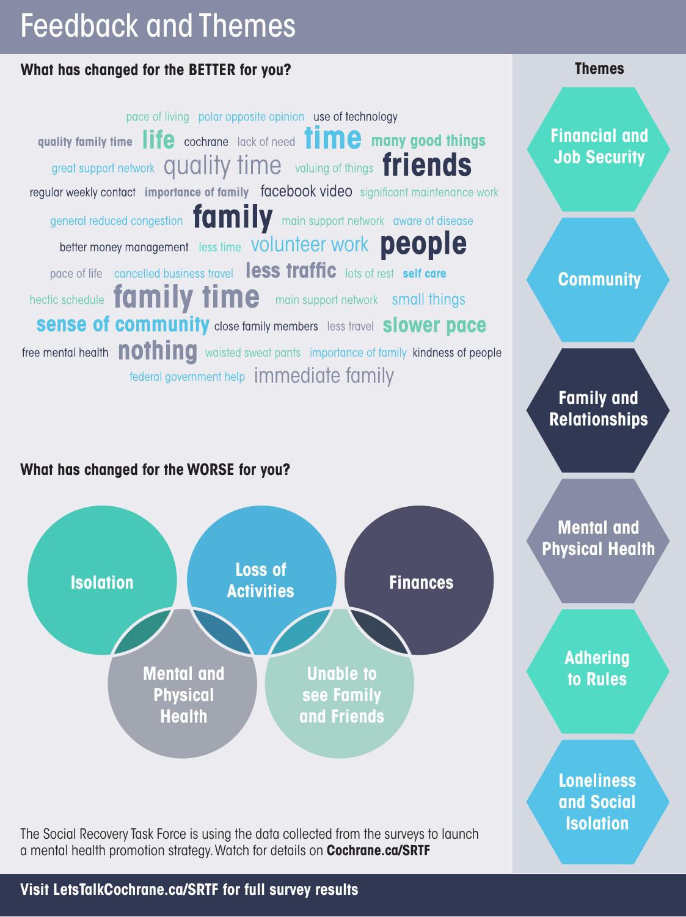# Feedback and Themes

## What has changed for the BETTER for you?

pace of living polar opposite opinion use of technology

quality family time life cochrane lack of need time many good things

great support network quality time valuing of things friends

regular weekly contact importance of family facebook video significant maintenance work

general reduced congestion family main support network aware of disease

better money management less time volunteer work people

pace of life cancelled business travel less traffic lots of rest self care

hectic schedule family time main support network small things

sense of community close family members less travel slower pace

free mental health nothing waisted sweat pants importance of family kindness of people

federal government help immediate family

## What has changed for the WORSE for you?

- Isolation
- Loss of Activities
- Finances
- Mental and Physical Health
- Unable to see Family and Friends

The Social Recovery Task Force is using the data collected from the surveys to launch a mental health promotion strategy. Watch for details on **Cochrane.ca/SRTF**

## Themes

- Financial and Job Security
- Community
- Family and Relationships
- Mental and Physical Health
- Adhering to Rules
- Loneliness and Social Isolation

**Visit LetsTalkCochrane.ca/SRTF for full survey results**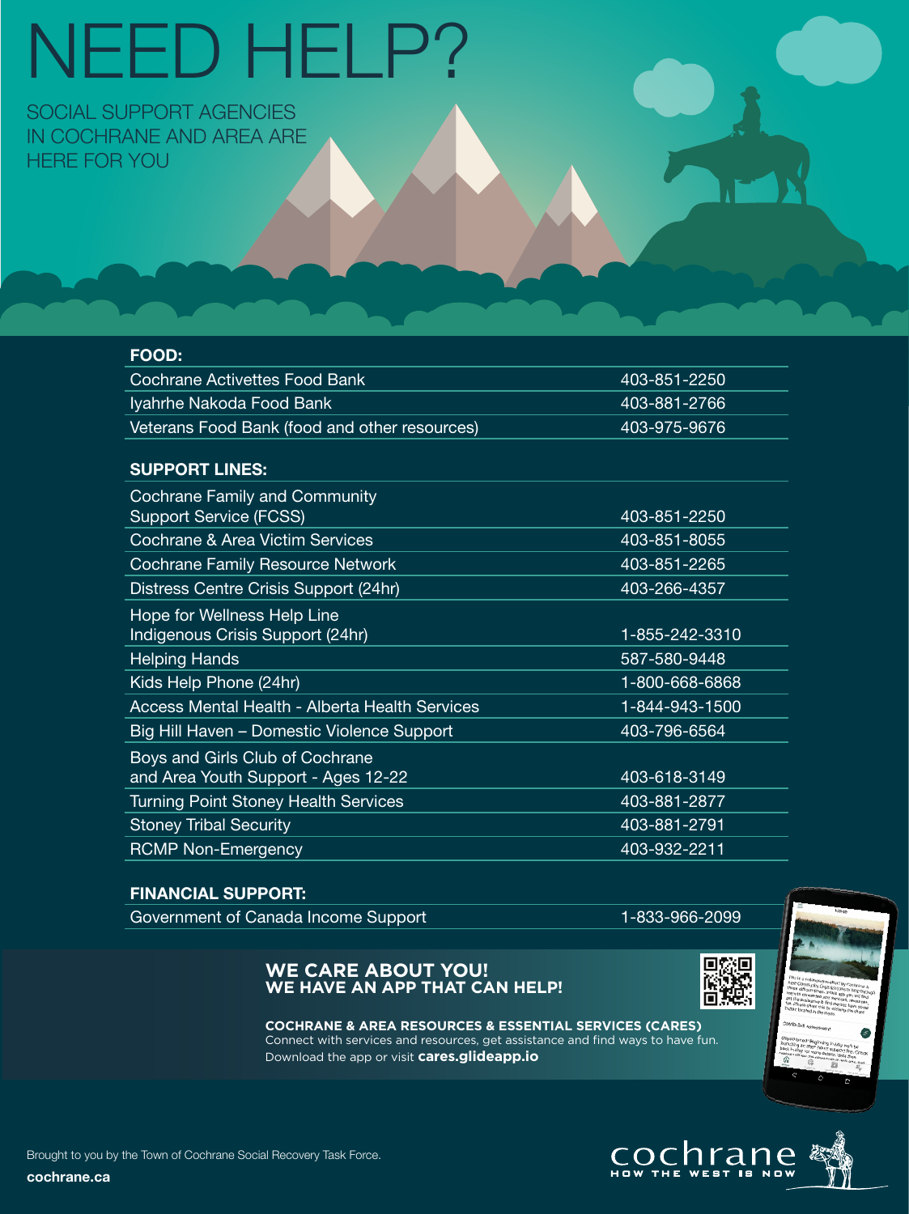# NEED HELP?

SOCIAL SUPPORT AGENCIES IN COCHRANE AND AREA ARE HERE FOR YOU

| **FOOD:** | |
|---|---|
| Cochrane Activettes Food Bank | 403-851-2250 |
| Iyahrhe Nakoda Food Bank | 403-881-2766 |
| Veterans Food Bank (food and other resources) | 403-975-9676 |

| **SUPPORT LINES:** | |
|---|---|
| Cochrane Family and Community Support Service (FCSS) | 403-851-2250 |
| Cochrane & Area Victim Services | 403-851-8055 |
| Cochrane Family Resource Network | 403-851-2265 |
| Distress Centre Crisis Support (24hr) | 403-266-4357 |
| Hope for Wellness Help Line Indigenous Crisis Support (24hr) | 1-855-242-3310 |
| Helping Hands | 587-580-9448 |
| Kids Help Phone (24hr) | 1-800-668-6868 |
| Access Mental Health - Alberta Health Services | 1-844-943-1500 |
| Big Hill Haven – Domestic Violence Support | 403-796-6564 |
| Boys and Girls Club of Cochrane and Area Youth Support - Ages 12-22 | 403-618-3149 |
| Turning Point Stoney Health Services | 403-881-2877 |
| Stoney Tribal Security | 403-881-2791 |
| RCMP Non-Emergency | 403-932-2211 |

| **FINANCIAL SUPPORT:** | |
|---|---|
| Government of Canada Income Support | 1-833-966-2099 |

**WE CARE ABOUT YOU!**
**WE HAVE AN APP THAT CAN HELP!**

**COCHRANE & AREA RESOURCES & ESSENTIAL SERVICES (CARES)**
Connect with services and resources, get assistance and find ways to have fun.
Download the app or visit **cares.glideapp.io**

Brought to you by the Town of Cochrane Social Recovery Task Force.

**cochrane.ca**

cochrane
HOW THE WEST IS NOW